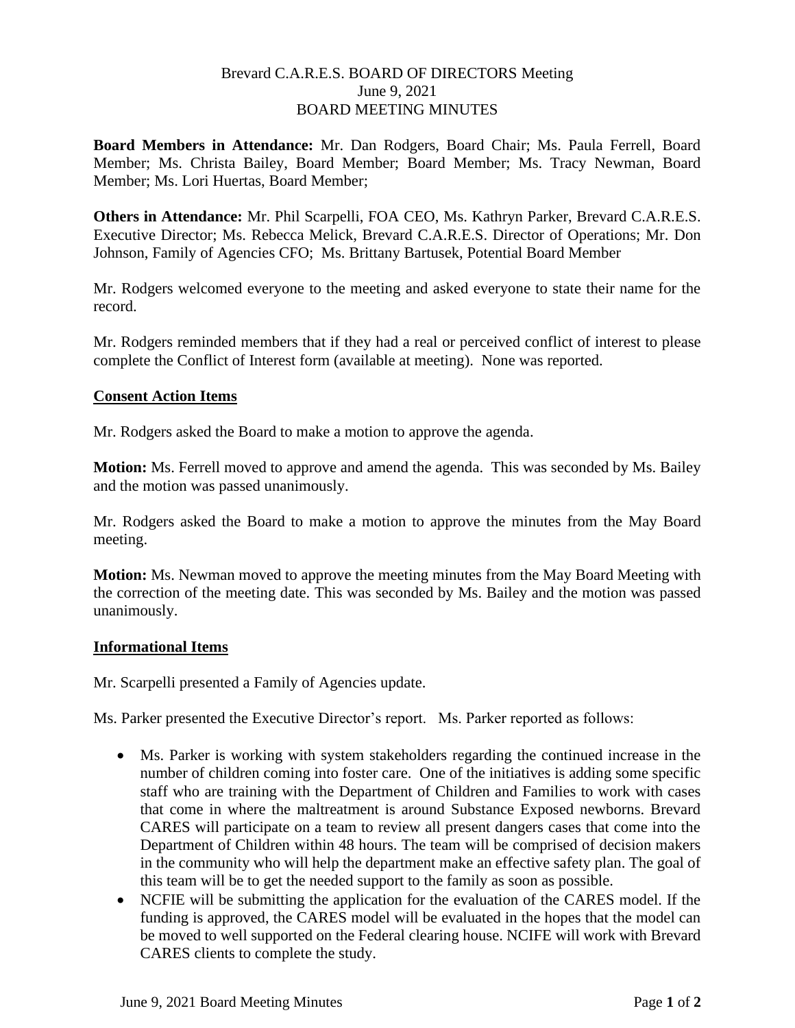Brevard C.A.R.E.S. BOARD OF DIRECTORS Meeting
June 9, 2021
BOARD MEETING MINUTES

**Board Members in Attendance:** Mr. Dan Rodgers, Board Chair; Ms. Paula Ferrell, Board Member; Ms. Christa Bailey, Board Member; Board Member; Ms. Tracy Newman, Board Member; Ms. Lori Huertas, Board Member;

**Others in Attendance:** Mr. Phil Scarpelli, FOA CEO, Ms. Kathryn Parker, Brevard C.A.R.E.S. Executive Director; Ms. Rebecca Melick, Brevard C.A.R.E.S. Director of Operations; Mr. Don Johnson, Family of Agencies CFO; Ms. Brittany Bartusek, Potential Board Member

Mr. Rodgers welcomed everyone to the meeting and asked everyone to state their name for the record.

Mr. Rodgers reminded members that if they had a real or perceived conflict of interest to please complete the Conflict of Interest form (available at meeting). None was reported.

## Consent Action Items

Mr. Rodgers asked the Board to make a motion to approve the agenda.

**Motion:** Ms. Ferrell moved to approve and amend the agenda. This was seconded by Ms. Bailey and the motion was passed unanimously.

Mr. Rodgers asked the Board to make a motion to approve the minutes from the May Board meeting.

**Motion:** Ms. Newman moved to approve the meeting minutes from the May Board Meeting with the correction of the meeting date. This was seconded by Ms. Bailey and the motion was passed unanimously.

## Informational Items

Mr. Scarpelli presented a Family of Agencies update.

Ms. Parker presented the Executive Director's report. Ms. Parker reported as follows:

- Ms. Parker is working with system stakeholders regarding the continued increase in the number of children coming into foster care. One of the initiatives is adding some specific staff who are training with the Department of Children and Families to work with cases that come in where the maltreatment is around Substance Exposed newborns. Brevard CARES will participate on a team to review all present dangers cases that come into the Department of Children within 48 hours. The team will be comprised of decision makers in the community who will help the department make an effective safety plan. The goal of this team will be to get the needed support to the family as soon as possible.
- NCFIE will be submitting the application for the evaluation of the CARES model. If the funding is approved, the CARES model will be evaluated in the hopes that the model can be moved to well supported on the Federal clearing house. NCIFE will work with Brevard CARES clients to complete the study.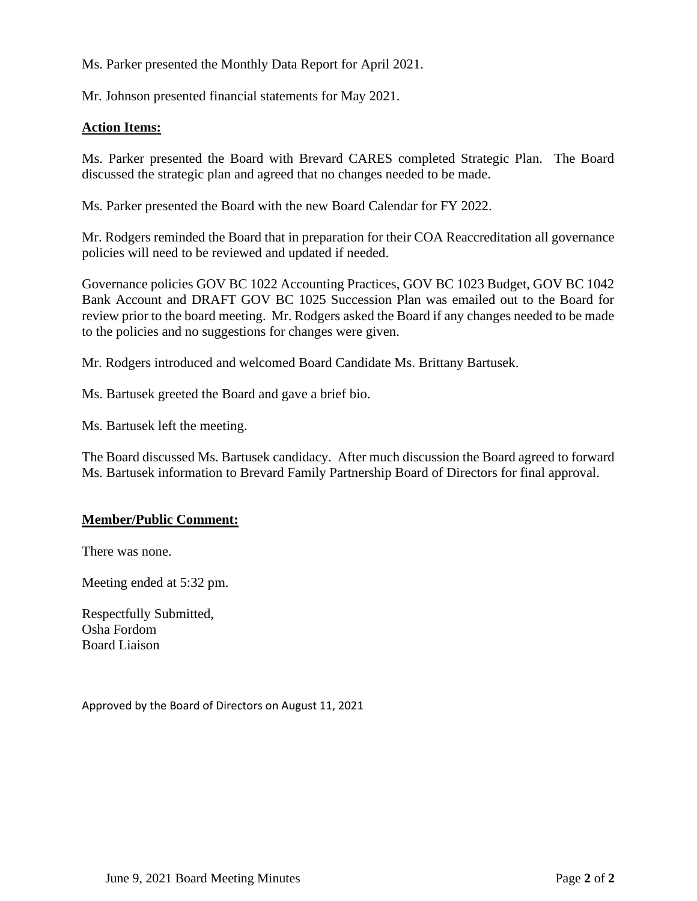Ms. Parker presented the Monthly Data Report for April 2021.

Mr. Johnson presented financial statements for May 2021.

**Action Items:**

Ms. Parker presented the Board with Brevard CARES completed Strategic Plan. The Board discussed the strategic plan and agreed that no changes needed to be made.

Ms. Parker presented the Board with the new Board Calendar for FY 2022.

Mr. Rodgers reminded the Board that in preparation for their COA Reaccreditation all governance policies will need to be reviewed and updated if needed.

Governance policies GOV BC 1022 Accounting Practices, GOV BC 1023 Budget, GOV BC 1042 Bank Account and DRAFT GOV BC 1025 Succession Plan was emailed out to the Board for review prior to the board meeting. Mr. Rodgers asked the Board if any changes needed to be made to the policies and no suggestions for changes were given.

Mr. Rodgers introduced and welcomed Board Candidate Ms. Brittany Bartusek.

Ms. Bartusek greeted the Board and gave a brief bio.

Ms. Bartusek left the meeting.

The Board discussed Ms. Bartusek candidacy. After much discussion the Board agreed to forward Ms. Bartusek information to Brevard Family Partnership Board of Directors for final approval.

**Member/Public Comment:**

There was none.

Meeting ended at 5:32 pm.

Respectfully Submitted,
Osha Fordom
Board Liaison

Approved by the Board of Directors on August 11, 2021